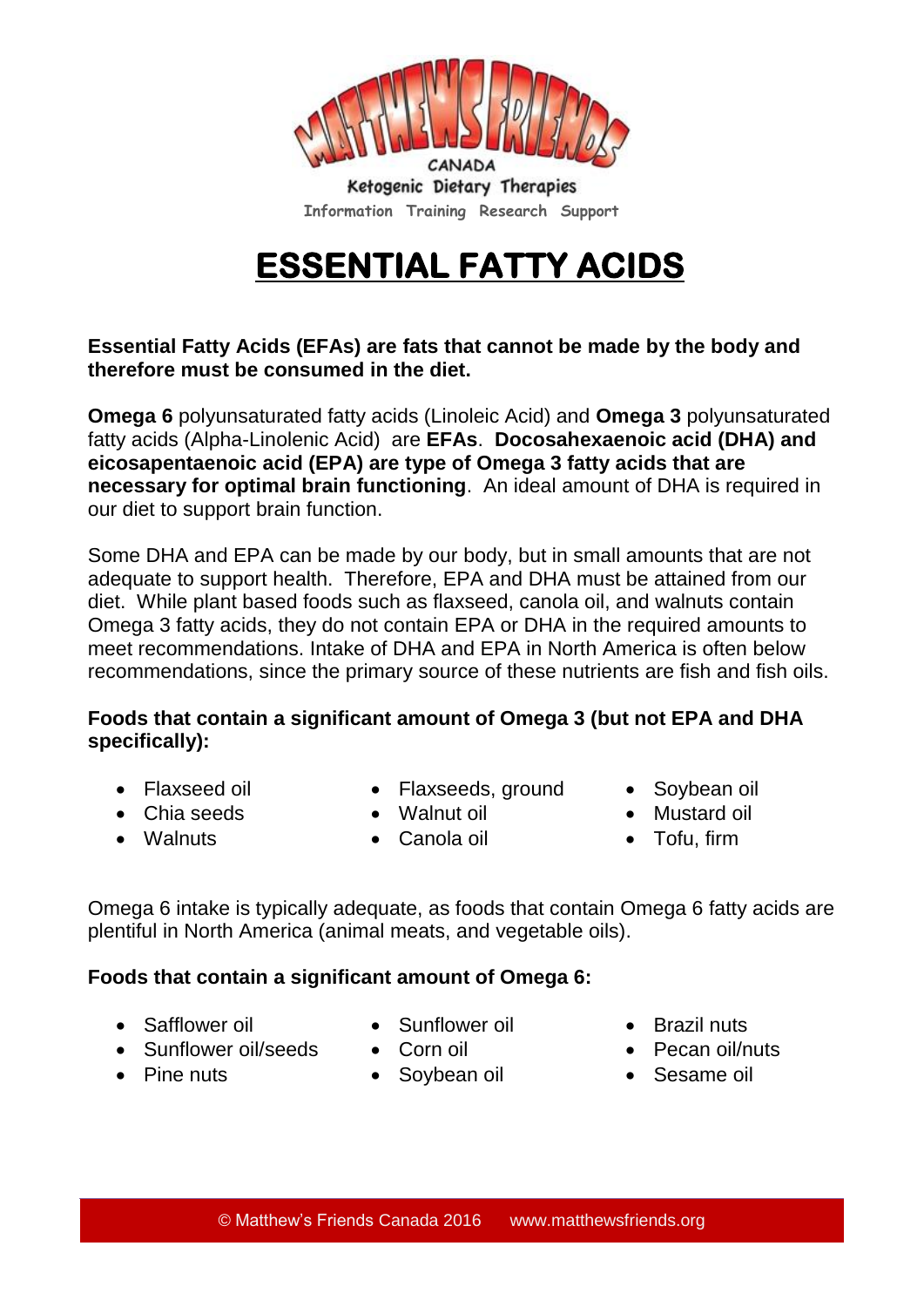MATTHEWS FRIENDS

CANADA

Ketogenic Dietary Therapies

Information Training Research Support

# ESSENTIAL FATTY ACIDS

**Essential Fatty Acids (EFAs) are fats that cannot be made by the body and therefore must be consumed in the diet.**

**Omega 6** polyunsaturated fatty acids (Linoleic Acid) and **Omega 3** polyunsaturated fatty acids (Alpha-Linolenic Acid) are **EFAs**. **Docosahexaenoic acid (DHA) and eicosapentaenoic acid (EPA) are type of Omega 3 fatty acids that are necessary for optimal brain functioning**. An ideal amount of DHA is required in our diet to support brain function.

Some DHA and EPA can be made by our body, but in small amounts that are not adequate to support health. Therefore, EPA and DHA must be attained from our diet. While plant based foods such as flaxseed, canola oil, and walnuts contain Omega 3 fatty acids, they do not contain EPA or DHA in the required amounts to meet recommendations. Intake of DHA and EPA in North America is often below recommendations, since the primary source of these nutrients are fish and fish oils.

**Foods that contain a significant amount of Omega 3 (but not EPA and DHA specifically):**

- Flaxseed oil
- Chia seeds
- Walnuts
- Flaxseeds, ground
- Walnut oil
- Canola oil
- Soybean oil
- Mustard oil
- Tofu, firm

Omega 6 intake is typically adequate, as foods that contain Omega 6 fatty acids are plentiful in North America (animal meats, and vegetable oils).

**Foods that contain a significant amount of Omega 6:**

- Safflower oil
- Sunflower oil/seeds
- Pine nuts
- Sunflower oil
- Corn oil
- Soybean oil
- Brazil nuts
- Pecan oil/nuts
- Sesame oil

© Matthew's Friends Canada 2016 www.matthewsfriends.org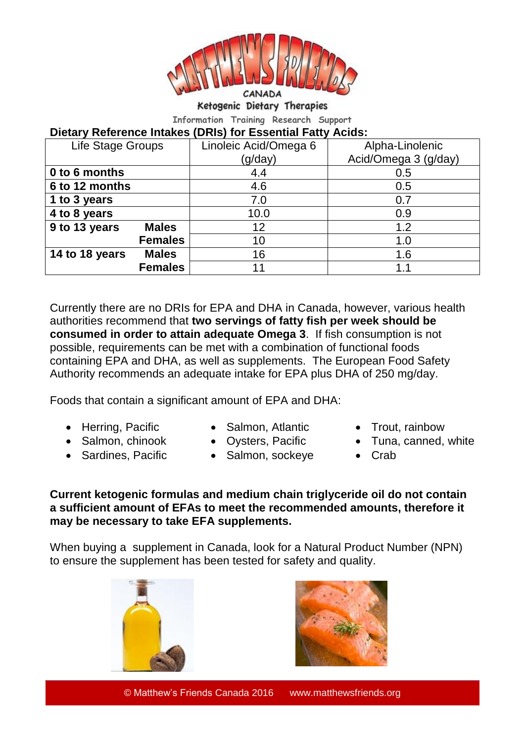CANADA

Ketogenic Dietary Therapies

Information Training Research Support

**Dietary Reference Intakes (DRIs) for Essential Fatty Acids:**

| Life Stage Groups | | Linoleic Acid/Omega 6 (g/day) | Alpha-Linolenic Acid/Omega 3 (g/day) |
|---|---|---|---|
| **0 to 6 months** | | 4.4 | 0.5 |
| **6 to 12 months** | | 4.6 | 0.5 |
| **1 to 3 years** | | 7.0 | 0.7 |
| **4 to 8 years** | | 10.0 | 0.9 |
| **9 to 13 years** | **Males** | 12 | 1.2 |
| | **Females** | 10 | 1.0 |
| **14 to 18 years** | **Males** | 16 | 1.6 |
| | **Females** | 11 | 1.1 |

Currently there are no DRIs for EPA and DHA in Canada, however, various health authorities recommend that **two servings of fatty fish per week should be consumed in order to attain adequate Omega 3**. If fish consumption is not possible, requirements can be met with a combination of functional foods containing EPA and DHA, as well as supplements. The European Food Safety Authority recommends an adequate intake for EPA plus DHA of 250 mg/day.

Foods that contain a significant amount of EPA and DHA:

- Herring, Pacific
- Salmon, chinook
- Sardines, Pacific
- Salmon, Atlantic
- Oysters, Pacific
- Salmon, sockeye
- Trout, rainbow
- Tuna, canned, white
- Crab

**Current ketogenic formulas and medium chain triglyceride oil do not contain a sufficient amount of EFAs to meet the recommended amounts, therefore it may be necessary to take EFA supplements.**

When buying a supplement in Canada, look for a Natural Product Number (NPN) to ensure the supplement has been tested for safety and quality.

© Matthew's Friends Canada 2016 www.matthewsfriends.org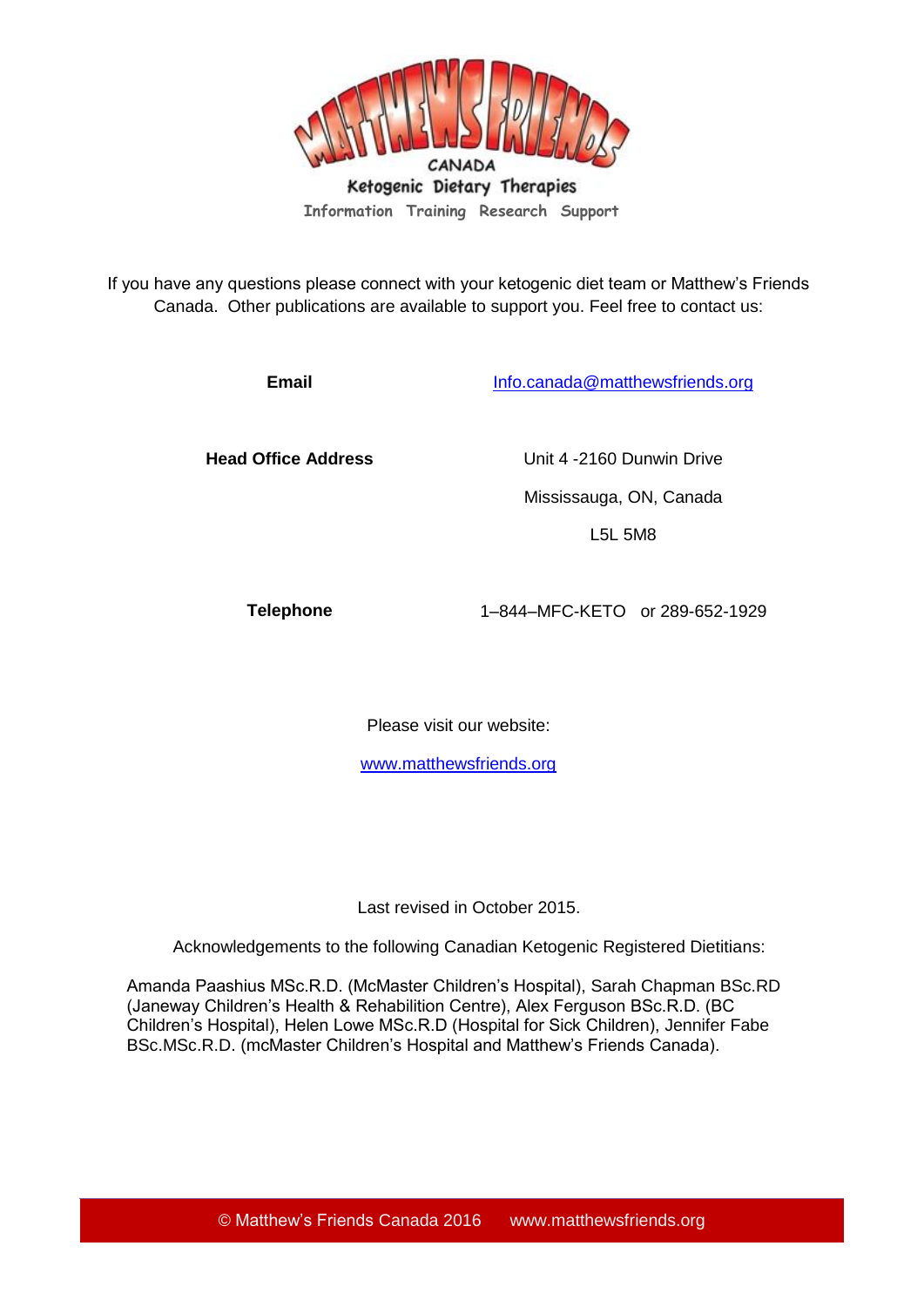MATTHEWS FRIENDS

CANADA

Ketogenic Dietary Therapies

Information Training Research Support

If you have any questions please connect with your ketogenic diet team or Matthew's Friends Canada. Other publications are available to support you. Feel free to contact us:

| | |
|---|---|
| **Email** | Info.canada@matthewsfriends.org |
| **Head Office Address** | Unit 4 -2160 Dunwin Drive<br>Mississauga, ON, Canada<br>L5L 5M8 |
| **Telephone** | 1–844–MFC-KETO or 289-652-1929 |

Please visit our website:

www.matthewsfriends.org

Last revised in October 2015.

Acknowledgements to the following Canadian Ketogenic Registered Dietitians:

Amanda Paashius MSc.R.D. (McMaster Children's Hospital), Sarah Chapman BSc.RD (Janeway Children's Health & Rehabilition Centre), Alex Ferguson BSc.R.D. (BC Children's Hospital), Helen Lowe MSc.R.D (Hospital for Sick Children), Jennifer Fabe BSc.MSc.R.D. (mcMaster Children's Hospital and Matthew's Friends Canada).

© Matthew's Friends Canada 2016 www.matthewsfriends.org